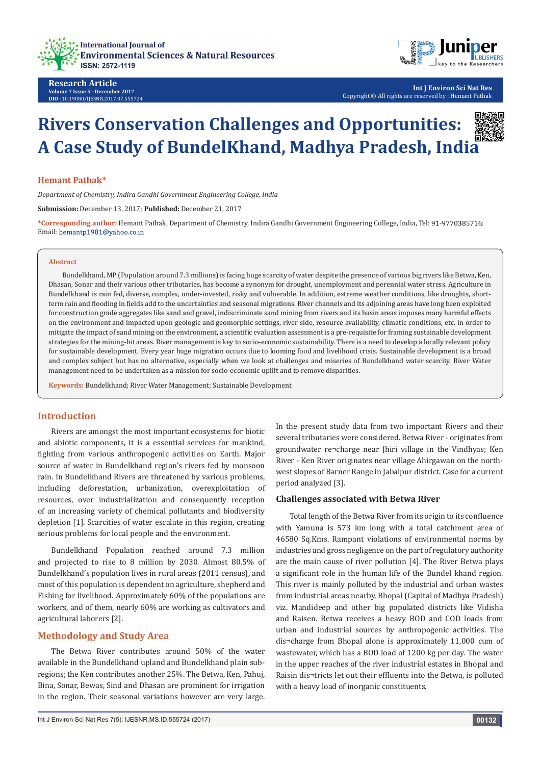Research Article

# Rivers Conservation Challenges and Opportunities: A Case Study of BundelKhand, Madhya Pradesh, India

**Hemant Pathak***

*Department of Chemistry, Indira Gandhi Government Engineering College, India*

**Submission:** December 13, 2017; **Published:** December 21, 2017

**\*Corresponding author:** Hemant Pathak, Department of Chemistry, Indira Gandhi Government Engineering College, India, Tel: 91-9770385716; Email: hemantp1981@yahoo.co.in

## Abstract

Bundelkhand, MP (Population around 7.3 millions) is facing huge scarcity of water despite the presence of various big rivers like Betwa, Ken, Dhasan, Sonar and their various other tributaries, has become a synonym for drought, unemployment and perennial water stress. Agriculture in Bundelkhand is rain fed, diverse, complex, under-invested, risky and vulnerable. In addition, extreme weather conditions, like droughts, short-term rain and flooding in fields add to the uncertainties and seasonal migrations. River channels and its adjoining areas have long been exploited for construction grade aggregates like sand and gravel, indiscriminate sand mining from rivers and its basin areas imposes many harmful effects on the environment and impacted upon geologic and geomorphic settings, river side, resource availability, climatic conditions, etc. in order to mitigate the impact of sand mining on the environment, a scientific evaluation assessment is a pre-requisite for framing sustainable development strategies for the mining-hit areas. River management is key to socio-economic sustainability. There is a need to develop a locally relevant policy for sustainable development. Every year huge migration occurs due to looming food and livelihood crisis. Sustainable development is a broad and complex subject but has no alternative, especially when we look at challenges and miseries of Bundelkhand water scarcity. River Water management need to be undertaken as a mission for socio-economic uplift and to remove disparities.

**Keywords:** Bundelkhand; River Water Management; Sustainable Development

## Introduction

Rivers are amongst the most important ecosystems for biotic and abiotic components, it is a essential services for mankind, fighting from various anthropogenic activities on Earth. Major source of water in Bundelkhand region's rivers fed by monsoon rain. In Bundelkhand Rivers are threatened by various problems, including deforestation, urbanization, overexploitation of resources, over industrialization and consequently reception of an increasing variety of chemical pollutants and biodiversity depletion [1]. Scarcities of water escalate in this region, creating serious problems for local people and the environment.

Bundelkhand Population reached around 7.3 million and projected to rise to 8 million by 2030. Almost 80.5% of Bundelkhand's population lives in rural areas (2011 census), and most of this population is dependent on agriculture, shepherd and Fishing for livelihood. Approximately 60% of the populations are workers, and of them, nearly 60% are working as cultivators and agricultural laborers [2].

## Methodology and Study Area

The Betwa River contributes around 50% of the water available in the Bundelkhand upland and Bundelkhand plain sub-regions; the Ken contributes another 25%. The Betwa, Ken, Pahuj, Bina, Sonar, Bewas, Sind and Dhasan are prominent for irrigation in the region. Their seasonal variations however are very large. In the present study data from two important Rivers and their several tributaries were considered. Betwa River - originates from groundwater re¬charge near Jhiri village in the Vindhyas; Ken River - Ken River originates near village Ahirgawan on the north-west slopes of Barner Range in Jabalpur district. Case for a current period analyzed [3].

### Challenges associated with Betwa River

Total length of the Betwa River from its origin to its confluence with Yamuna is 573 km long with a total catchment area of 46580 Sq.Kms. Rampant violations of environmental norms by industries and gross negligence on the part of regulatory authority are the main cause of river pollution [4]. The River Betwa plays a significant role in the human life of the Bundel khand region. This river is mainly polluted by the industrial and urban wastes from industrial areas nearby, Bhopal (Capital of Madhya Pradesh) viz. Mandideep and other big populated districts like Vidisha and Raisen. Betwa receives a heavy BOD and COD loads from urban and industrial sources by anthropogenic activities. The dis¬charge from Bhopal alone is approximately 11,000 cum of wastewater, which has a BOD load of 1200 kg per day. The water in the upper reaches of the river industrial estates in Bhopal and Raisin dis¬tricts let out their effluents into the Betwa, is polluted with a heavy load of inorganic constituents.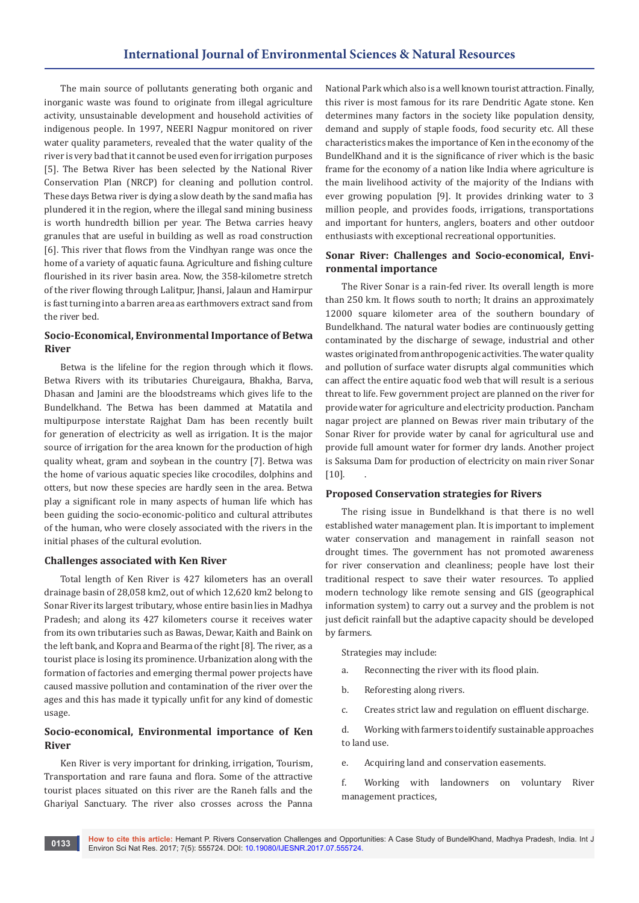The main source of pollutants generating both organic and inorganic waste was found to originate from illegal agriculture activity, unsustainable development and household activities of indigenous people. In 1997, NEERI Nagpur monitored on river water quality parameters, revealed that the water quality of the river is very bad that it cannot be used even for irrigation purposes [5]. The Betwa River has been selected by the National River Conservation Plan (NRCP) for cleaning and pollution control. These days Betwa river is dying a slow death by the sand mafia has plundered it in the region, where the illegal sand mining business is worth hundredth billion per year. The Betwa carries heavy granules that are useful in building as well as road construction [6]. This river that flows from the Vindhyan range was once the home of a variety of aquatic fauna. Agriculture and fishing culture flourished in its river basin area. Now, the 358-kilometre stretch of the river flowing through Lalitpur, Jhansi, Jalaun and Hamirpur is fast turning into a barren area as earthmovers extract sand from the river bed.

### Socio-Economical, Environmental Importance of Betwa River

Betwa is the lifeline for the region through which it flows. Betwa Rivers with its tributaries Chureigaura, Bhakha, Barva, Dhasan and Jamini are the bloodstreams which gives life to the Bundelkhand. The Betwa has been dammed at Matatila and multipurpose interstate Rajghat Dam has been recently built for generation of electricity as well as irrigation. It is the major source of irrigation for the area known for the production of high quality wheat, gram and soybean in the country [7]. Betwa was the home of various aquatic species like crocodiles, dolphins and otters, but now these species are hardly seen in the area. Betwa play a significant role in many aspects of human life which has been guiding the socio-economic-politico and cultural attributes of the human, who were closely associated with the rivers in the initial phases of the cultural evolution.

### Challenges associated with Ken River

Total length of Ken River is 427 kilometers has an overall drainage basin of 28,058 km2, out of which 12,620 km2 belong to Sonar River its largest tributary, whose entire basin lies in Madhya Pradesh; and along its 427 kilometers course it receives water from its own tributaries such as Bawas, Dewar, Kaith and Baink on the left bank, and Kopra and Bearma of the right [8]. The river, as a tourist place is losing its prominence. Urbanization along with the formation of factories and emerging thermal power projects have caused massive pollution and contamination of the river over the ages and this has made it typically unfit for any kind of domestic usage.

### Socio-economical, Environmental importance of Ken River

Ken River is very important for drinking, irrigation, Tourism, Transportation and rare fauna and flora. Some of the attractive tourist places situated on this river are the Raneh falls and the Ghariyal Sanctuary. The river also crosses across the Panna National Park which also is a well known tourist attraction. Finally, this river is most famous for its rare Dendritic Agate stone. Ken determines many factors in the society like population density, demand and supply of staple foods, food security etc. All these characteristics makes the importance of Ken in the economy of the BundelKhand and it is the significance of river which is the basic frame for the economy of a nation like India where agriculture is the main livelihood activity of the majority of the Indians with ever growing population [9]. It provides drinking water to 3 million people, and provides foods, irrigations, transportations and important for hunters, anglers, boaters and other outdoor enthusiasts with exceptional recreational opportunities.

### Sonar River: Challenges and Socio-economical, Environmental importance

The River Sonar is a rain-fed river. Its overall length is more than 250 km. It flows south to north; It drains an approximately 12000 square kilometer area of the southern boundary of Bundelkhand. The natural water bodies are continuously getting contaminated by the discharge of sewage, industrial and other wastes originated from anthropogenic activities. The water quality and pollution of surface water disrupts algal communities which can affect the entire aquatic food web that will result is a serious threat to life. Few government project are planned on the river for provide water for agriculture and electricity production. Pancham nagar project are planned on Bewas river main tributary of the Sonar River for provide water by canal for agricultural use and provide full amount water for former dry lands. Another project is Saksuma Dam for production of electricity on main river Sonar [10].  .

### Proposed Conservation strategies for Rivers

The rising issue in Bundelkhand is that there is no well established water management plan. It is important to implement water conservation and management in rainfall season not drought times. The government has not promoted awareness for river conservation and cleanliness; people have lost their traditional respect to save their water resources. To applied modern technology like remote sensing and GIS (geographical information system) to carry out a survey and the problem is not just deficit rainfall but the adaptive capacity should be developed by farmers.

Strategies may include:

a. Reconnecting the river with its flood plain.

b. Reforesting along rivers.

c. Creates strict law and regulation on effluent discharge.

d. Working with farmers to identify sustainable approaches to land use.

e. Acquiring land and conservation easements.

f. Working with landowners on voluntary River management practices,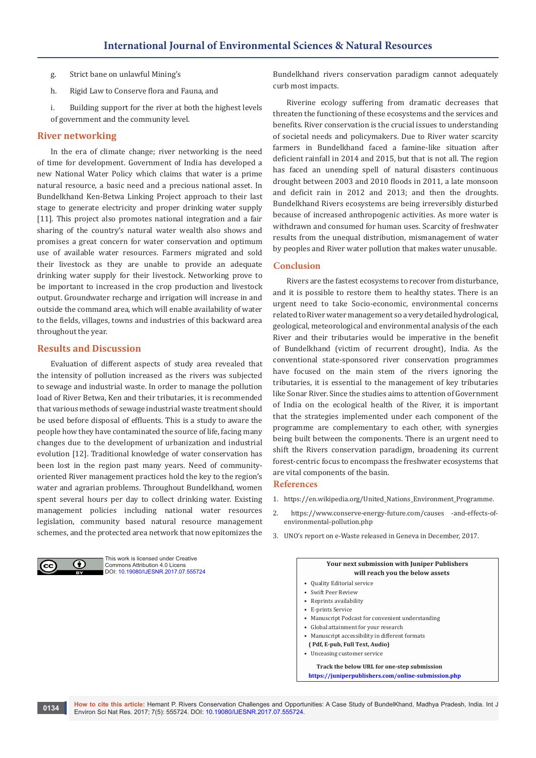g. Strict bane on unlawful Mining's

h. Rigid Law to Conserve flora and Fauna, and

i. Building support for the river at both the highest levels of government and the community level.

## River networking

In the era of climate change; river networking is the need of time for development. Government of India has developed a new National Water Policy which claims that water is a prime natural resource, a basic need and a precious national asset. In Bundelkhand Ken-Betwa Linking Project approach to their last stage to generate electricity and proper drinking water supply [11]. This project also promotes national integration and a fair sharing of the country's natural water wealth also shows and promises a great concern for water conservation and optimum use of available water resources. Farmers migrated and sold their livestock as they are unable to provide an adequate drinking water supply for their livestock. Networking prove to be important to increased in the crop production and livestock output. Groundwater recharge and irrigation will increase in and outside the command area, which will enable availability of water to the fields, villages, towns and industries of this backward area throughout the year.

## Results and Discussion

Evaluation of different aspects of study area revealed that the intensity of pollution increased as the rivers was subjected to sewage and industrial waste. In order to manage the pollution load of River Betwa, Ken and their tributaries, it is recommended that various methods of sewage industrial waste treatment should be used before disposal of effluents. This is a study to aware the people how they have contaminated the source of life, facing many changes due to the development of urbanization and industrial evolution [12]. Traditional knowledge of water conservation has been lost in the region past many years. Need of community-oriented River management practices hold the key to the region's water and agrarian problems. Throughout Bundelkhand, women spent several hours per day to collect drinking water. Existing management policies including national water resources legislation, community based natural resource management schemes, and the protected area network that now epitomizes the Bundelkhand rivers conservation paradigm cannot adequately curb most impacts.

Riverine ecology suffering from dramatic decreases that threaten the functioning of these ecosystems and the services and benefits. River conservation is the crucial issues to understanding of societal needs and policymakers. Due to River water scarcity farmers in Bundelkhand faced a famine-like situation after deficient rainfall in 2014 and 2015, but that is not all. The region has faced an unending spell of natural disasters continuous drought between 2003 and 2010 floods in 2011, a late monsoon and deficit rain in 2012 and 2013; and then the droughts. Bundelkhand Rivers ecosystems are being irreversibly disturbed because of increased anthropogenic activities. As more water is withdrawn and consumed for human uses. Scarcity of freshwater results from the unequal distribution, mismanagement of water by peoples and River water pollution that makes water unusable.

## Conclusion

Rivers are the fastest ecosystems to recover from disturbance, and it is possible to restore them to healthy states. There is an urgent need to take Socio-economic, environmental concerns related to River water management so a very detailed hydrological, geological, meteorological and environmental analysis of the each River and their tributaries would be imperative in the benefit of Bundelkhand (victim of recurrent drought), India. As the conventional state-sponsored river conservation programmes have focused on the main stem of the rivers ignoring the tributaries, it is essential to the management of key tributaries like Sonar River. Since the studies aims to attention of Government of India on the ecological health of the River, it is important that the strategies implemented under each component of the programme are complementary to each other, with synergies being built between the components. There is an urgent need to shift the Rivers conservation paradigm, broadening its current forest-centric focus to encompass the freshwater ecosystems that are vital components of the basin.

## References

1. https://en.wikipedia.org/United_Nations_Environment_Programme.
2. https://www.conserve-energy-future.com/causes -and-effects-of-environmental-pollution.php
3. UNO's report on e-Waste released in Geneva in December, 2017.

This work is licensed under Creative Commons Attribution 4.0 Licens
DOI: 10.19080/IJESNR.2017.07.555724

**Your next submission with Juniper Publishers will reach you the below assets**

- Quality Editorial service
- Swift Peer Review
- Reprints availability
- E-prints Service
- Manuscript Podcast for convenient understanding
- Global attainment for your research
- Manuscript accessibility in different formats
  **( Pdf, E-pub, Full Text, Audio)**
- Unceasing customer service

**Track the below URL for one-step submission**
**https://juniperpublishers.com/online-submission.php**

**How to cite this article:** Hemant P. Rivers Conservation Challenges and Opportunities: A Case Study of BundelKhand, Madhya Pradesh, India. Int J Environ Sci Nat Res. 2017; 7(5): 555724. DOI: 10.19080/IJESNR.2017.07.555724.